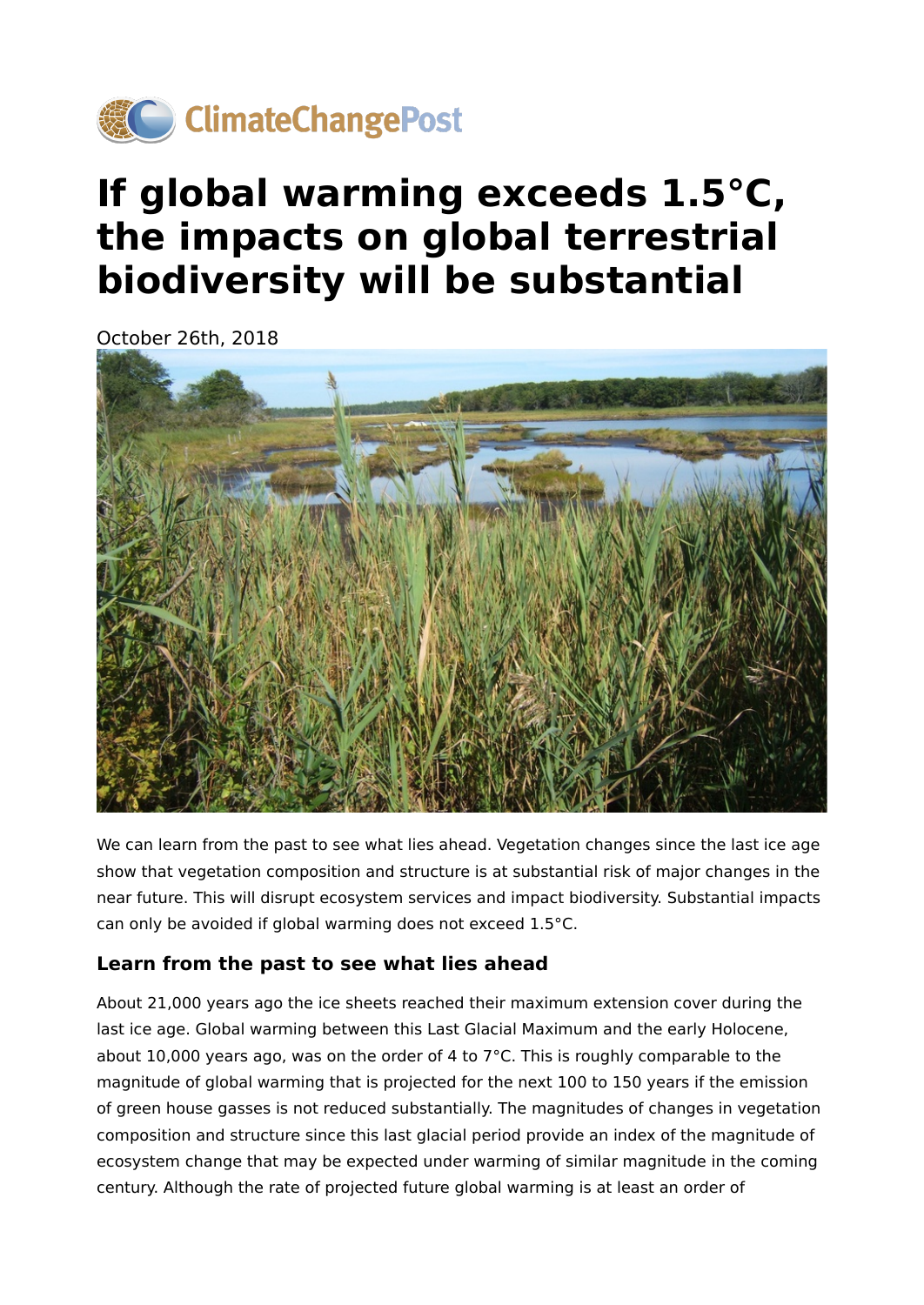# If global warming exceeds 1.5°C, the impacts on global terrestrial biodiversity will be substantial

October 26th, 2018

We can learn from the past to see what lies ahead. Vegetation changes since the last ice age show that vegetation composition and structure is at substantial risk of major changes in the near future. This will disrupt ecosystem services and impact biodiversity. Substantial impacts can only be avoided if global warming does not exceed 1.5°C.

### Learn from the past to see what lies ahead

About 21,000 years ago the ice sheets reached their maximum extension cover during the last ice age. Global warming between this Last Glacial Maximum and the early Holocene, about 10,000 years ago, was on the order of 4 to 7°C. This is roughly comparable to the magnitude of global warming that is projected for the next 100 to 150 years if the emission of green house gasses is not reduced substantially. The magnitudes of changes in vegetation composition and structure since this last glacial period provide an index of the magnitude of ecosystem change that may be expected under warming of similar magnitude in the coming century. Although the rate of projected future global warming is at least an order of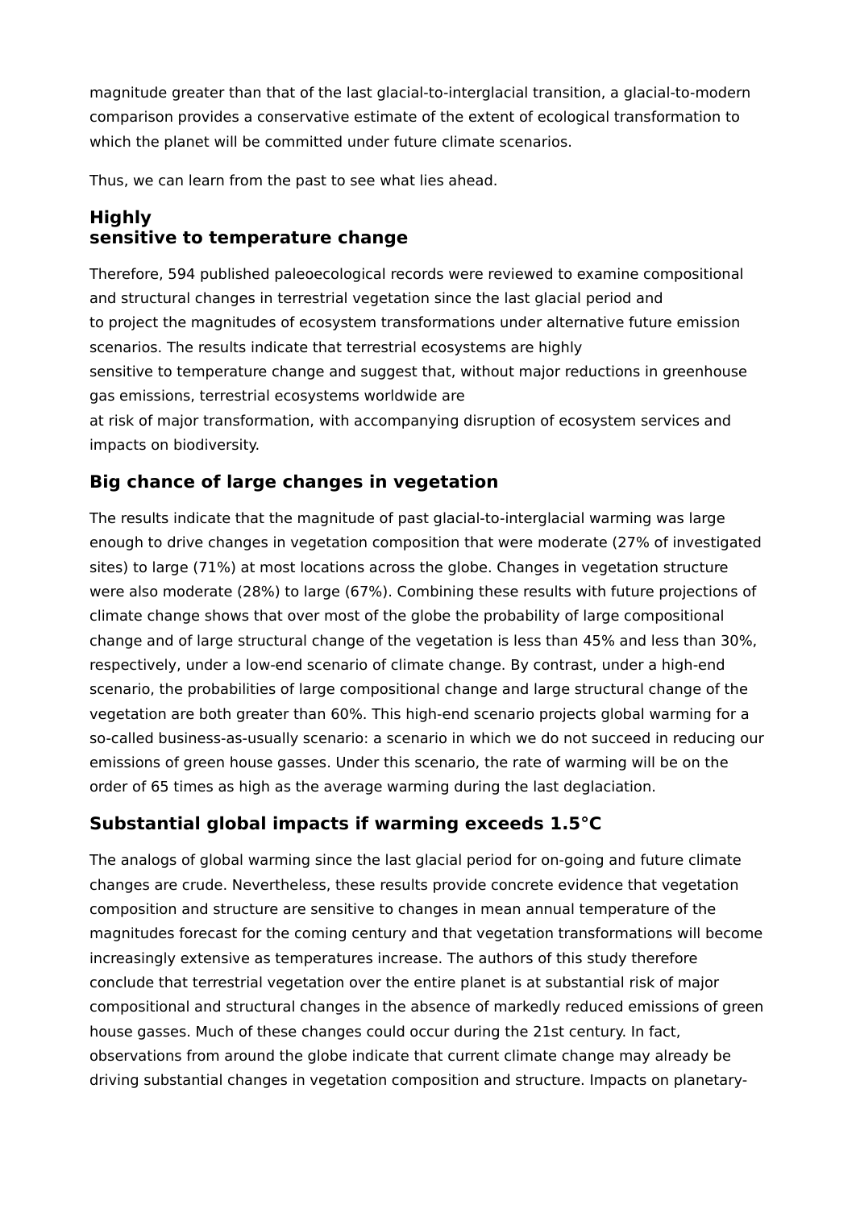magnitude greater than that of the last glacial-to-interglacial transition, a glacial-to-modern comparison provides a conservative estimate of the extent of ecological transformation to which the planet will be committed under future climate scenarios.

Thus, we can learn from the past to see what lies ahead.

## Highly sensitive to temperature change

Therefore, 594 published paleoecological records were reviewed to examine compositional and structural changes in terrestrial vegetation since the last glacial period and to project the magnitudes of ecosystem transformations under alternative future emission scenarios. The results indicate that terrestrial ecosystems are highly sensitive to temperature change and suggest that, without major reductions in greenhouse gas emissions, terrestrial ecosystems worldwide are at risk of major transformation, with accompanying disruption of ecosystem services and impacts on biodiversity.

## Big chance of large changes in vegetation

The results indicate that the magnitude of past glacial-to-interglacial warming was large enough to drive changes in vegetation composition that were moderate (27% of investigated sites) to large (71%) at most locations across the globe. Changes in vegetation structure were also moderate (28%) to large (67%). Combining these results with future projections of climate change shows that over most of the globe the probability of large compositional change and of large structural change of the vegetation is less than 45% and less than 30%, respectively, under a low-end scenario of climate change. By contrast, under a high-end scenario, the probabilities of large compositional change and large structural change of the vegetation are both greater than 60%. This high-end scenario projects global warming for a so-called business-as-usually scenario: a scenario in which we do not succeed in reducing our emissions of green house gasses. Under this scenario, the rate of warming will be on the order of 65 times as high as the average warming during the last deglaciation.

## Substantial global impacts if warming exceeds 1.5°C

The analogs of global warming since the last glacial period for on-going and future climate changes are crude. Nevertheless, these results provide concrete evidence that vegetation composition and structure are sensitive to changes in mean annual temperature of the magnitudes forecast for the coming century and that vegetation transformations will become increasingly extensive as temperatures increase. The authors of this study therefore conclude that terrestrial vegetation over the entire planet is at substantial risk of major compositional and structural changes in the absence of markedly reduced emissions of green house gasses. Much of these changes could occur during the 21st century. In fact, observations from around the globe indicate that current climate change may already be driving substantial changes in vegetation composition and structure. Impacts on planetary-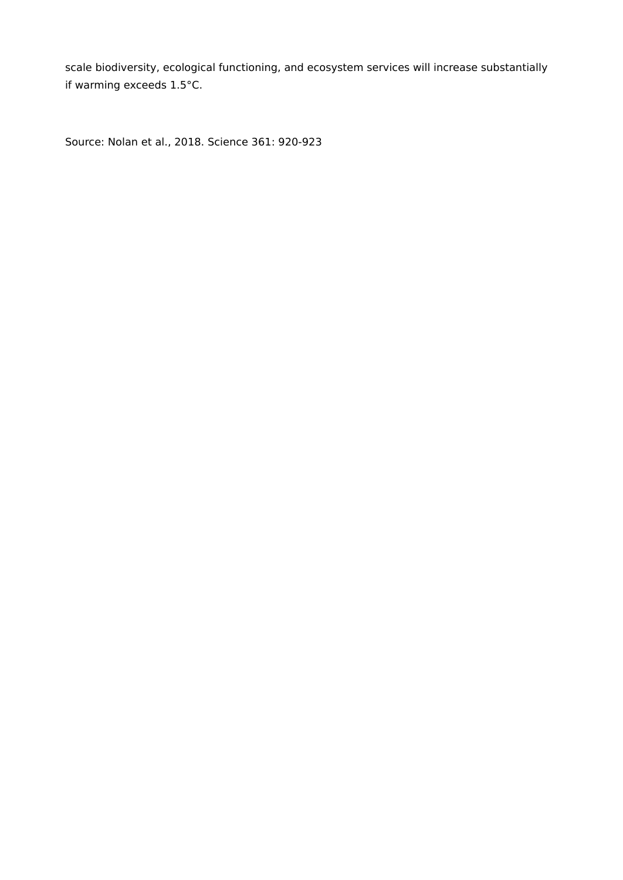scale biodiversity, ecological functioning, and ecosystem services will increase substantially if warming exceeds 1.5°C.

Source: Nolan et al., 2018. Science 361: 920-923